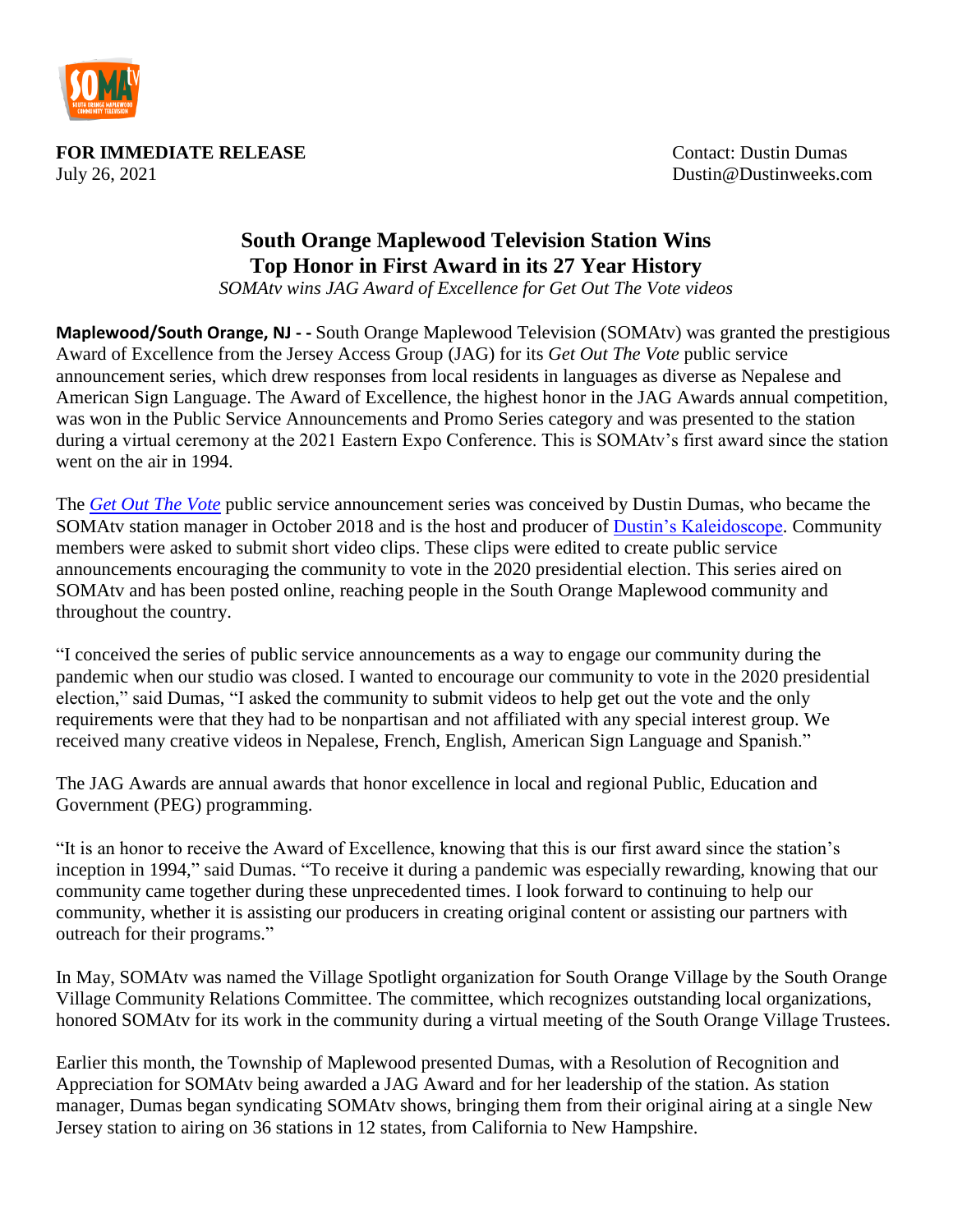**FOR IMMEDIATE RELEASE**
July 26, 2021

Contact: Dustin Dumas
Dustin@Dustinweeks.com

## South Orange Maplewood Television Station Wins Top Honor in First Award in its 27 Year History

*SOMAtv wins JAG Award of Excellence for Get Out The Vote videos*

**Maplewood/South Orange, NJ - -** South Orange Maplewood Television (SOMAtv) was granted the prestigious Award of Excellence from the Jersey Access Group (JAG) for its *Get Out The Vote* public service announcement series, which drew responses from local residents in languages as diverse as Nepalese and American Sign Language. The Award of Excellence, the highest honor in the JAG Awards annual competition, was won in the Public Service Announcements and Promo Series category and was presented to the station during a virtual ceremony at the 2021 Eastern Expo Conference. This is SOMAtv's first award since the station went on the air in 1994.

The *Get Out The Vote* public service announcement series was conceived by Dustin Dumas, who became the SOMAtv station manager in October 2018 and is the host and producer of Dustin's Kaleidoscope. Community members were asked to submit short video clips. These clips were edited to create public service announcements encouraging the community to vote in the 2020 presidential election. This series aired on SOMAtv and has been posted online, reaching people in the South Orange Maplewood community and throughout the country.

"I conceived the series of public service announcements as a way to engage our community during the pandemic when our studio was closed. I wanted to encourage our community to vote in the 2020 presidential election," said Dumas, "I asked the community to submit videos to help get out the vote and the only requirements were that they had to be nonpartisan and not affiliated with any special interest group. We received many creative videos in Nepalese, French, English, American Sign Language and Spanish."

The JAG Awards are annual awards that honor excellence in local and regional Public, Education and Government (PEG) programming.

"It is an honor to receive the Award of Excellence, knowing that this is our first award since the station's inception in 1994," said Dumas. "To receive it during a pandemic was especially rewarding, knowing that our community came together during these unprecedented times. I look forward to continuing to help our community, whether it is assisting our producers in creating original content or assisting our partners with outreach for their programs."

In May, SOMAtv was named the Village Spotlight organization for South Orange Village by the South Orange Village Community Relations Committee. The committee, which recognizes outstanding local organizations, honored SOMAtv for its work in the community during a virtual meeting of the South Orange Village Trustees.

Earlier this month, the Township of Maplewood presented Dumas, with a Resolution of Recognition and Appreciation for SOMAtv being awarded a JAG Award and for her leadership of the station. As station manager, Dumas began syndicating SOMAtv shows, bringing them from their original airing at a single New Jersey station to airing on 36 stations in 12 states, from California to New Hampshire.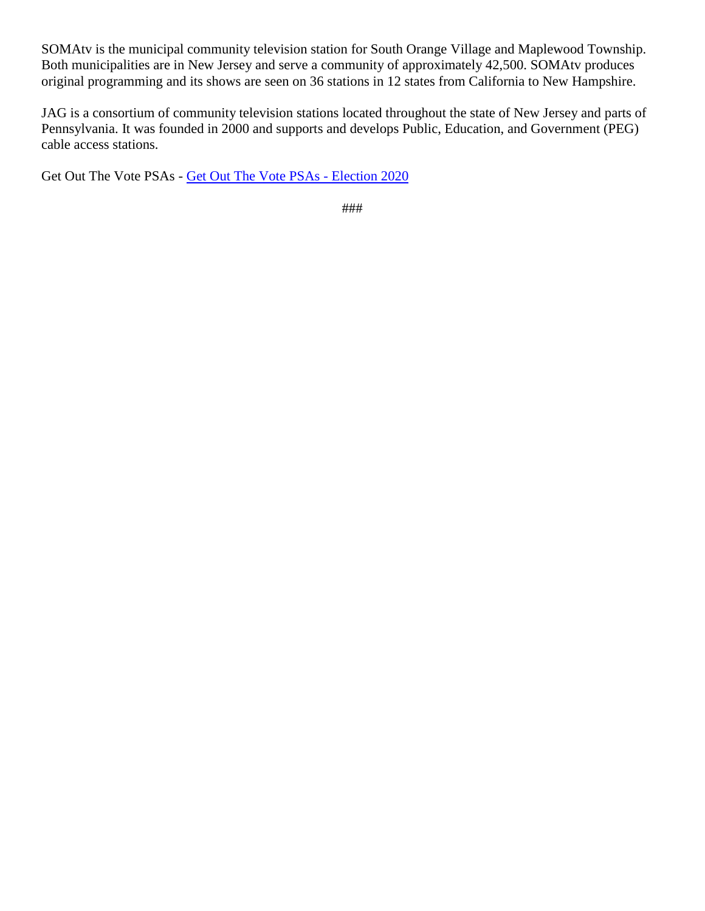SOMAtv is the municipal community television station for South Orange Village and Maplewood Township. Both municipalities are in New Jersey and serve a community of approximately 42,500. SOMAtv produces original programming and its shows are seen on 36 stations in 12 states from California to New Hampshire.

JAG is a consortium of community television stations located throughout the state of New Jersey and parts of Pennsylvania. It was founded in 2000 and supports and develops Public, Education, and Government (PEG) cable access stations.

Get Out The Vote PSAs - Get Out The Vote PSAs - Election 2020

###